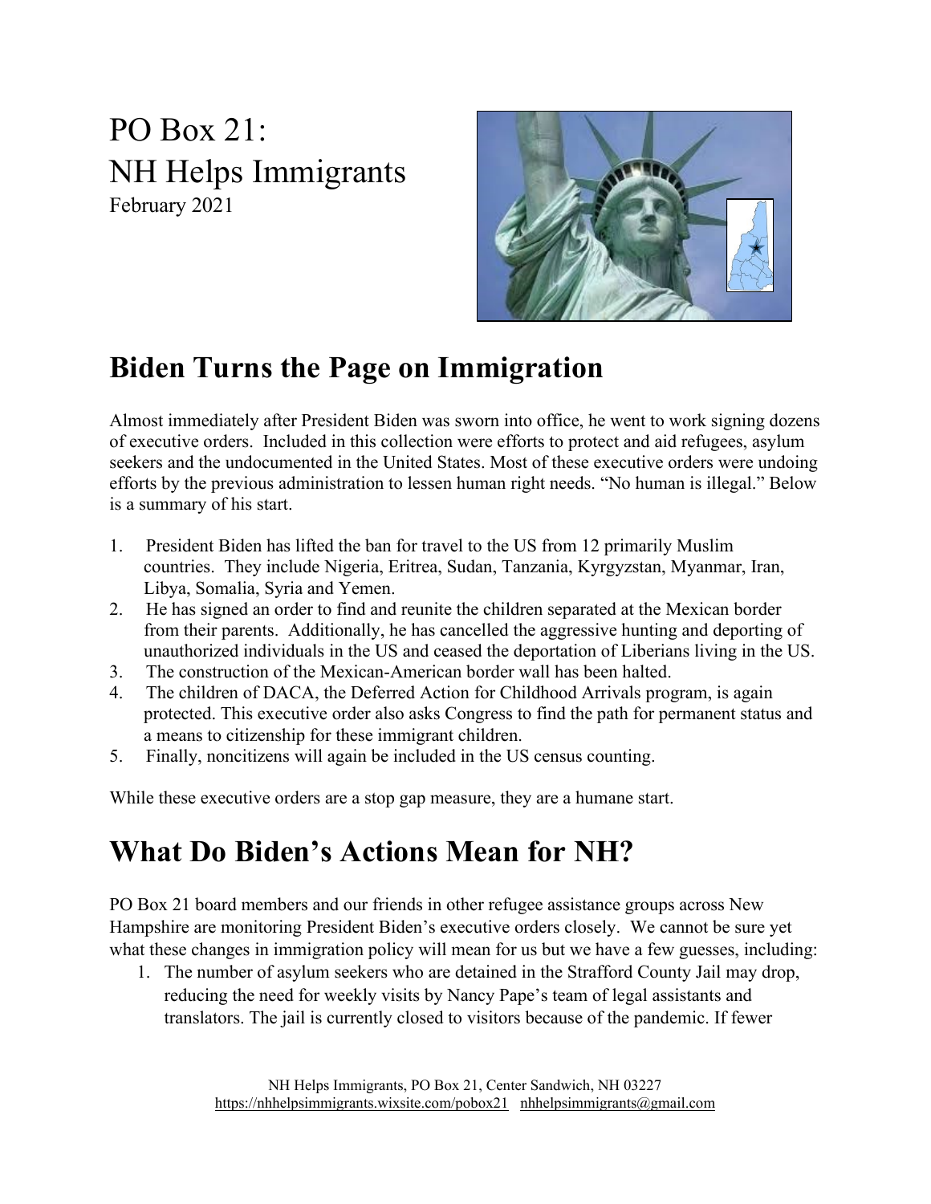# PO Box 21:
# NH Helps Immigrants

February 2021

## Biden Turns the Page on Immigration

Almost immediately after President Biden was sworn into office, he went to work signing dozens of executive orders. Included in this collection were efforts to protect and aid refugees, asylum seekers and the undocumented in the United States. Most of these executive orders were undoing efforts by the previous administration to lessen human right needs. "No human is illegal." Below is a summary of his start.

1. President Biden has lifted the ban for travel to the US from 12 primarily Muslim countries. They include Nigeria, Eritrea, Sudan, Tanzania, Kyrgyzstan, Myanmar, Iran, Libya, Somalia, Syria and Yemen.
2. He has signed an order to find and reunite the children separated at the Mexican border from their parents. Additionally, he has cancelled the aggressive hunting and deporting of unauthorized individuals in the US and ceased the deportation of Liberians living in the US.
3. The construction of the Mexican-American border wall has been halted.
4. The children of DACA, the Deferred Action for Childhood Arrivals program, is again protected. This executive order also asks Congress to find the path for permanent status and a means to citizenship for these immigrant children.
5. Finally, noncitizens will again be included in the US census counting.

While these executive orders are a stop gap measure, they are a humane start.

## What Do Biden's Actions Mean for NH?

PO Box 21 board members and our friends in other refugee assistance groups across New Hampshire are monitoring President Biden's executive orders closely. We cannot be sure yet what these changes in immigration policy will mean for us but we have a few guesses, including:

1. The number of asylum seekers who are detained in the Strafford County Jail may drop, reducing the need for weekly visits by Nancy Pape's team of legal assistants and translators. The jail is currently closed to visitors because of the pandemic. If fewer

NH Helps Immigrants, PO Box 21, Center Sandwich, NH 03227
https://nhhelpsimmigrants.wixsite.com/pobox21 nhhelpsimmigrants@gmail.com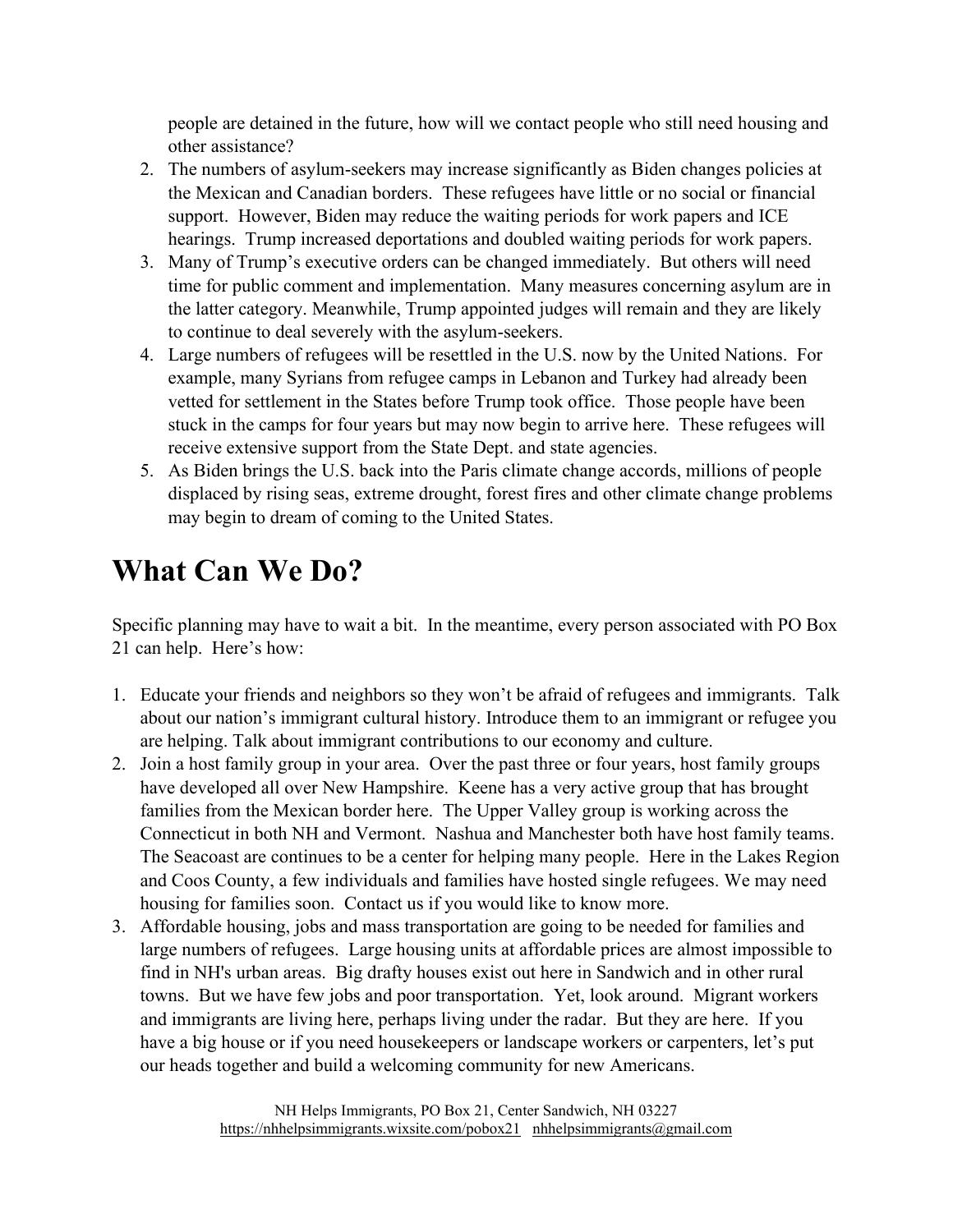people are detained in the future, how will we contact people who still need housing and other assistance?

2. The numbers of asylum-seekers may increase significantly as Biden changes policies at the Mexican and Canadian borders. These refugees have little or no social or financial support. However, Biden may reduce the waiting periods for work papers and ICE hearings. Trump increased deportations and doubled waiting periods for work papers.
3. Many of Trump's executive orders can be changed immediately. But others will need time for public comment and implementation. Many measures concerning asylum are in the latter category. Meanwhile, Trump appointed judges will remain and they are likely to continue to deal severely with the asylum-seekers.
4. Large numbers of refugees will be resettled in the U.S. now by the United Nations. For example, many Syrians from refugee camps in Lebanon and Turkey had already been vetted for settlement in the States before Trump took office. Those people have been stuck in the camps for four years but may now begin to arrive here. These refugees will receive extensive support from the State Dept. and state agencies.
5. As Biden brings the U.S. back into the Paris climate change accords, millions of people displaced by rising seas, extreme drought, forest fires and other climate change problems may begin to dream of coming to the United States.

# What Can We Do?

Specific planning may have to wait a bit. In the meantime, every person associated with PO Box 21 can help. Here's how:

1. Educate your friends and neighbors so they won't be afraid of refugees and immigrants. Talk about our nation's immigrant cultural history. Introduce them to an immigrant or refugee you are helping. Talk about immigrant contributions to our economy and culture.
2. Join a host family group in your area. Over the past three or four years, host family groups have developed all over New Hampshire. Keene has a very active group that has brought families from the Mexican border here. The Upper Valley group is working across the Connecticut in both NH and Vermont. Nashua and Manchester both have host family teams. The Seacoast are continues to be a center for helping many people. Here in the Lakes Region and Coos County, a few individuals and families have hosted single refugees. We may need housing for families soon. Contact us if you would like to know more.
3. Affordable housing, jobs and mass transportation are going to be needed for families and large numbers of refugees. Large housing units at affordable prices are almost impossible to find in NH's urban areas. Big drafty houses exist out here in Sandwich and in other rural towns. But we have few jobs and poor transportation. Yet, look around. Migrant workers and immigrants are living here, perhaps living under the radar. But they are here. If you have a big house or if you need housekeepers or landscape workers or carpenters, let's put our heads together and build a welcoming community for new Americans.

NH Helps Immigrants, PO Box 21, Center Sandwich, NH 03227
https://nhhelpsimmigrants.wixsite.com/pobox21 nhhelpsimmigrants@gmail.com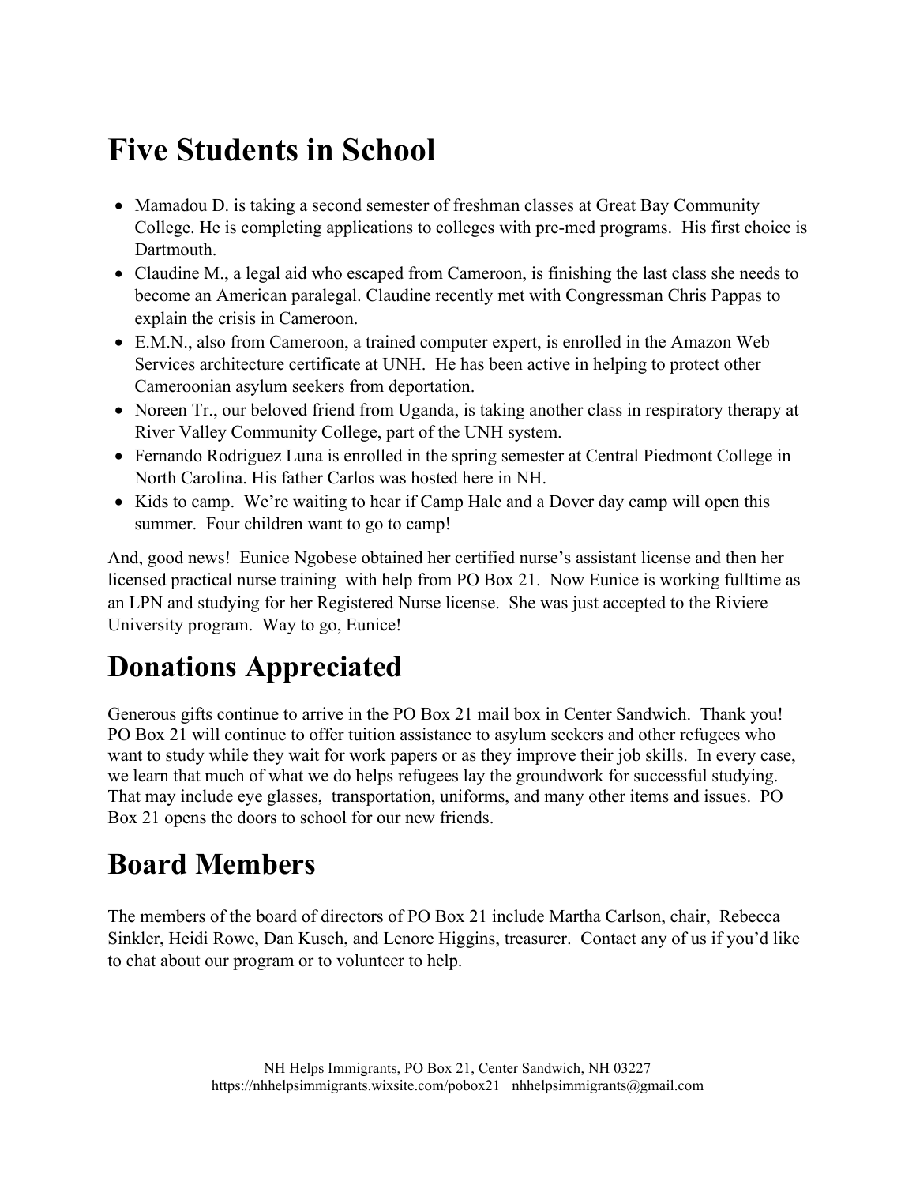# Five Students in School

- Mamadou D. is taking a second semester of freshman classes at Great Bay Community College. He is completing applications to colleges with pre-med programs. His first choice is Dartmouth.
- Claudine M., a legal aid who escaped from Cameroon, is finishing the last class she needs to become an American paralegal. Claudine recently met with Congressman Chris Pappas to explain the crisis in Cameroon.
- E.M.N., also from Cameroon, a trained computer expert, is enrolled in the Amazon Web Services architecture certificate at UNH. He has been active in helping to protect other Cameroonian asylum seekers from deportation.
- Noreen Tr., our beloved friend from Uganda, is taking another class in respiratory therapy at River Valley Community College, part of the UNH system.
- Fernando Rodriguez Luna is enrolled in the spring semester at Central Piedmont College in North Carolina. His father Carlos was hosted here in NH.
- Kids to camp. We're waiting to hear if Camp Hale and a Dover day camp will open this summer. Four children want to go to camp!

And, good news! Eunice Ngobese obtained her certified nurse's assistant license and then her licensed practical nurse training with help from PO Box 21. Now Eunice is working fulltime as an LPN and studying for her Registered Nurse license. She was just accepted to the Riviere University program. Way to go, Eunice!

# Donations Appreciated

Generous gifts continue to arrive in the PO Box 21 mail box in Center Sandwich. Thank you! PO Box 21 will continue to offer tuition assistance to asylum seekers and other refugees who want to study while they wait for work papers or as they improve their job skills. In every case, we learn that much of what we do helps refugees lay the groundwork for successful studying. That may include eye glasses, transportation, uniforms, and many other items and issues. PO Box 21 opens the doors to school for our new friends.

# Board Members

The members of the board of directors of PO Box 21 include Martha Carlson, chair, Rebecca Sinkler, Heidi Rowe, Dan Kusch, and Lenore Higgins, treasurer. Contact any of us if you'd like to chat about our program or to volunteer to help.

NH Helps Immigrants, PO Box 21, Center Sandwich, NH 03227
https://nhhelpsimmigrants.wixsite.com/pobox21 nhhelpsimmigrants@gmail.com